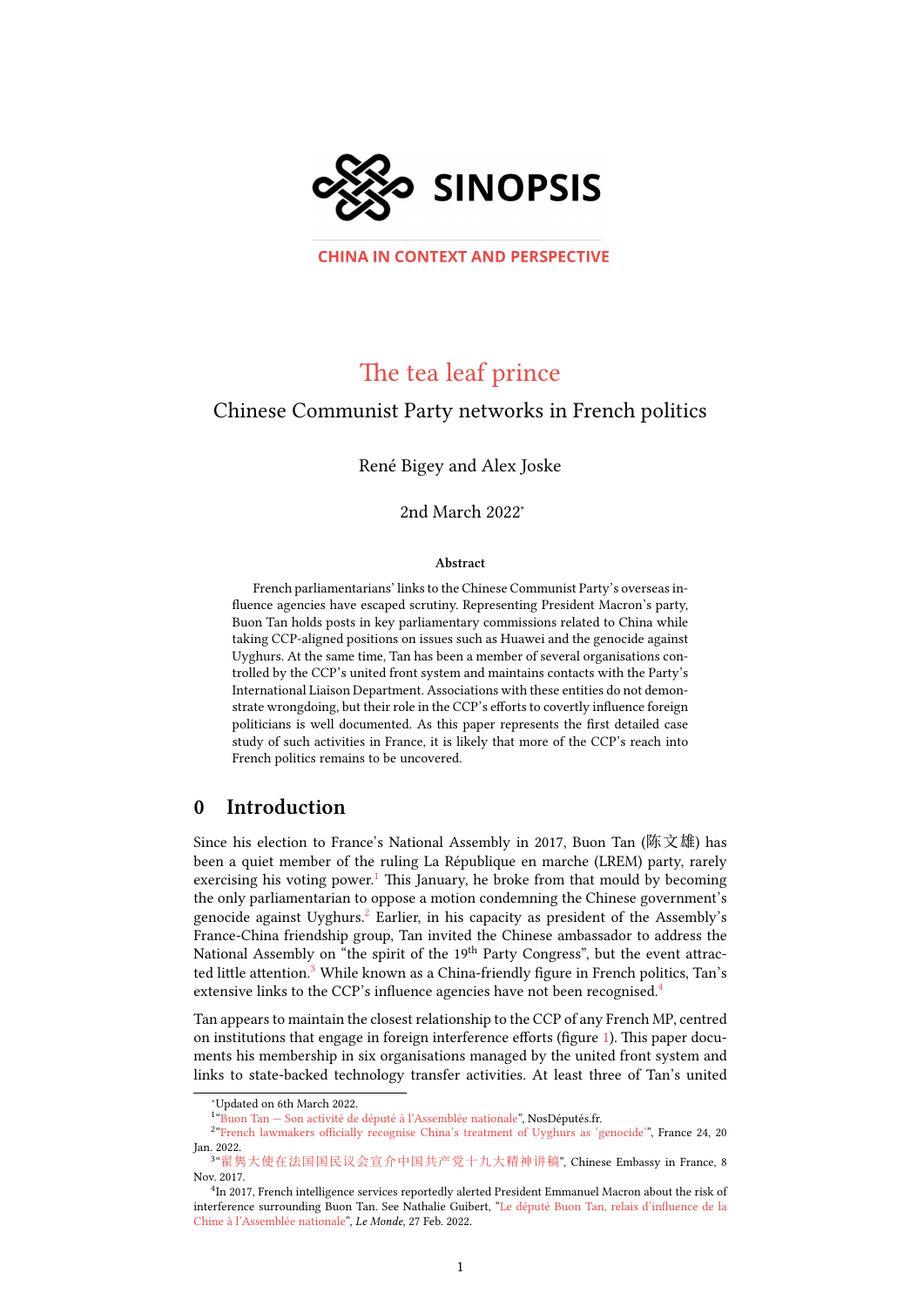SINOPSIS

CHINA IN CONTEXT AND PERSPECTIVE

# The tea leaf prince

## Chinese Communist Party networks in French politics

René Bigey and Alex Joske

2nd March 2022*

**Abstract**

French parliamentarians' links to the Chinese Communist Party's overseas influence agencies have escaped scrutiny. Representing President Macron's party, Buon Tan holds posts in key parliamentary commissions related to China while taking CCP-aligned positions on issues such as Huawei and the genocide against Uyghurs. At the same time, Tan has been a member of several organisations controlled by the CCP's united front system and maintains contacts with the Party's International Liaison Department. Associations with these entities do not demonstrate wrongdoing, but their role in the CCP's efforts to covertly influence foreign politicians is well documented. As this paper represents the first detailed case study of such activities in France, it is likely that more of the CCP's reach into French politics remains to be uncovered.

## 0 Introduction

Since his election to France's National Assembly in 2017, Buon Tan (陈文雄) has been a quiet member of the ruling La République en marche (LREM) party, rarely exercising his voting power.[1] This January, he broke from that mould by becoming the only parliamentarian to oppose a motion condemning the Chinese government's genocide against Uyghurs.[2] Earlier, in his capacity as president of the Assembly's France-China friendship group, Tan invited the Chinese ambassador to address the National Assembly on "the spirit of the 19th Party Congress", but the event attracted little attention.[3] While known as a China-friendly figure in French politics, Tan's extensive links to the CCP's influence agencies have not been recognised.[4]

Tan appears to maintain the closest relationship to the CCP of any French MP, centred on institutions that engage in foreign interference efforts (figure 1). This paper documents his membership in six organisations managed by the united front system and links to state-backed technology transfer activities. At least three of Tan's united

---

*Updated on 6th March 2022.

[1] "Buon Tan — Son activité de député à l'Assemblée nationale", NosDéputés.fr.

[2] "French lawmakers officially recognise China's treatment of Uyghurs as 'genocide'", France 24, 20 Jan. 2022.

[3] "翟隽大使在法国国民议会宣介中国共产党十九大精神讲稿", Chinese Embassy in France, 8 Nov. 2017.

[4] In 2017, French intelligence services reportedly alerted President Emmanuel Macron about the risk of interference surrounding Buon Tan. See Nathalie Guibert, "Le député Buon Tan, relais d'influence de la Chine à l'Assemblée nationale", *Le Monde*, 27 Feb. 2022.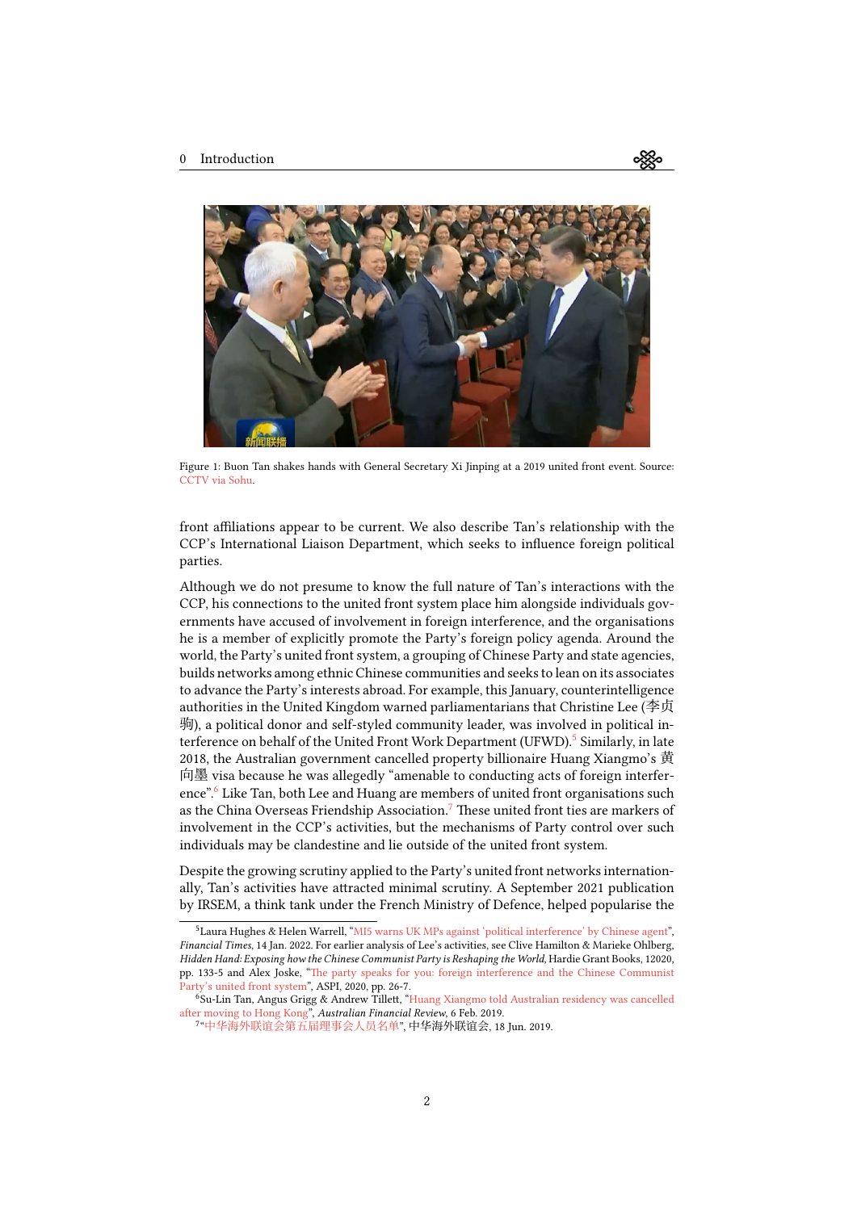Figure 1: Buon Tan shakes hands with General Secretary Xi Jinping at a 2019 united front event. Source: CCTV via Sohu.

front affiliations appear to be current. We also describe Tan's relationship with the CCP's International Liaison Department, which seeks to influence foreign political parties.

Although we do not presume to know the full nature of Tan's interactions with the CCP, his connections to the united front system place him alongside individuals governments have accused of involvement in foreign interference, and the organisations he is a member of explicitly promote the Party's foreign policy agenda. Around the world, the Party's united front system, a grouping of Chinese Party and state agencies, builds networks among ethnic Chinese communities and seeks to lean on its associates to advance the Party's interests abroad. For example, this January, counterintelligence authorities in the United Kingdom warned parliamentarians that Christine Lee (李贞驹), a political donor and self-styled community leader, was involved in political interference on behalf of the United Front Work Department (UFWD).[5] Similarly, in late 2018, the Australian government cancelled property billionaire Huang Xiangmo's 黄向墨 visa because he was allegedly "amenable to conducting acts of foreign interference".[6] Like Tan, both Lee and Huang are members of united front organisations such as the China Overseas Friendship Association.[7] These united front ties are markers of involvement in the CCP's activities, but the mechanisms of Party control over such individuals may be clandestine and lie outside of the united front system.

Despite the growing scrutiny applied to the Party's united front networks internationally, Tan's activities have attracted minimal scrutiny. A September 2021 publication by IRSEM, a think tank under the French Ministry of Defence, helped popularise the

---

[5] Laura Hughes & Helen Warrell, "MI5 warns UK MPs against 'political interference' by Chinese agent", *Financial Times*, 14 Jan. 2022. For earlier analysis of Lee's activities, see Clive Hamilton & Marieke Ohlberg, *Hidden Hand: Exposing how the Chinese Communist Party is Reshaping the World*, Hardie Grant Books, 12020, pp. 133-5 and Alex Joske, "The party speaks for you: foreign interference and the Chinese Communist Party's united front system", ASPI, 2020, pp. 26-7.

[6] Su-Lin Tan, Angus Grigg & Andrew Tillett, "Huang Xiangmo told Australian residency was cancelled after moving to Hong Kong", *Australian Financial Review*, 6 Feb. 2019.

[7] "中华海外联谊会第五届理事会人员名单", 中华海外联谊会, 18 Jun. 2019.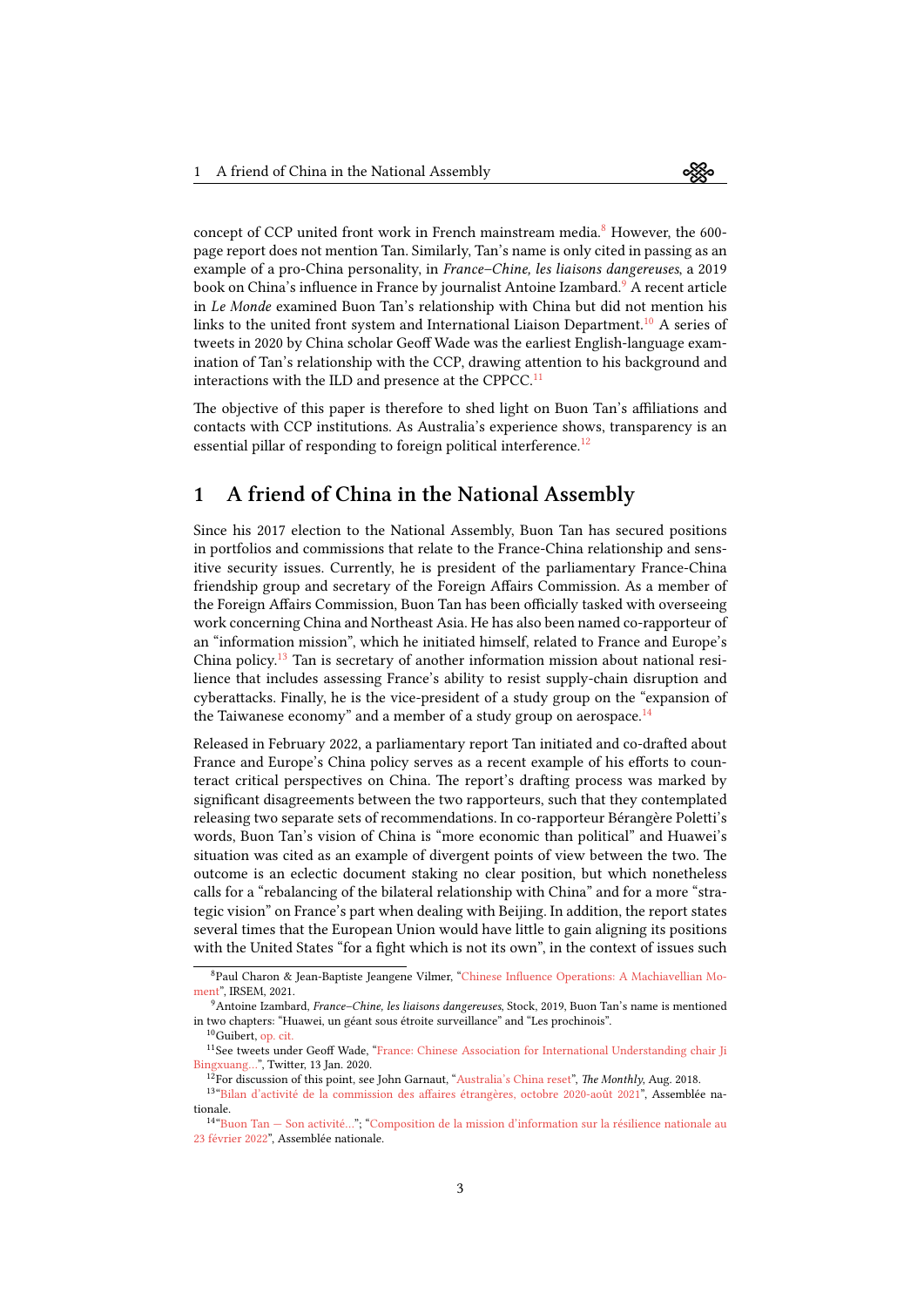concept of CCP united front work in French mainstream media.[8] However, the 600-page report does not mention Tan. Similarly, Tan's name is only cited in passing as an example of a pro-China personality, in *France–Chine, les liaisons dangereuses*, a 2019 book on China's influence in France by journalist Antoine Izambard.[9] A recent article in *Le Monde* examined Buon Tan's relationship with China but did not mention his links to the united front system and International Liaison Department.[10] A series of tweets in 2020 by China scholar Geoff Wade was the earliest English-language examination of Tan's relationship with the CCP, drawing attention to his background and interactions with the ILD and presence at the CPPCC.[11]

The objective of this paper is therefore to shed light on Buon Tan's affiliations and contacts with CCP institutions. As Australia's experience shows, transparency is an essential pillar of responding to foreign political interference.[12]

## 1 A friend of China in the National Assembly

Since his 2017 election to the National Assembly, Buon Tan has secured positions in portfolios and commissions that relate to the France-China relationship and sensitive security issues. Currently, he is president of the parliamentary France-China friendship group and secretary of the Foreign Affairs Commission. As a member of the Foreign Affairs Commission, Buon Tan has been officially tasked with overseeing work concerning China and Northeast Asia. He has also been named co-rapporteur of an "information mission", which he initiated himself, related to France and Europe's China policy.[13] Tan is secretary of another information mission about national resilience that includes assessing France's ability to resist supply-chain disruption and cyberattacks. Finally, he is the vice-president of a study group on the "expansion of the Taiwanese economy" and a member of a study group on aerospace.[14]

Released in February 2022, a parliamentary report Tan initiated and co-drafted about France and Europe's China policy serves as a recent example of his efforts to counteract critical perspectives on China. The report's drafting process was marked by significant disagreements between the two rapporteurs, such that they contemplated releasing two separate sets of recommendations. In co-rapporteur Bérangère Poletti's words, Buon Tan's vision of China is "more economic than political" and Huawei's situation was cited as an example of divergent points of view between the two. The outcome is an eclectic document staking no clear position, but which nonetheless calls for a "rebalancing of the bilateral relationship with China" and for a more "strategic vision" on France's part when dealing with Beijing. In addition, the report states several times that the European Union would have little to gain aligning its positions with the United States "for a fight which is not its own", in the context of issues such

---

[8] Paul Charon & Jean-Baptiste Jeangene Vilmer, "Chinese Influence Operations: A Machiavellian Moment", IRSEM, 2021.

[9] Antoine Izambard, *France–Chine, les liaisons dangereuses*, Stock, 2019, Buon Tan's name is mentioned in two chapters: "Huawei, un géant sous étroite surveillance" and "Les prochinois".

[10] Guibert, op. cit.

[11] See tweets under Geoff Wade, "France: Chinese Association for International Understanding chair Ji Bingxuang...", Twitter, 13 Jan. 2020.

[12] For discussion of this point, see John Garnaut, "Australia's China reset", *The Monthly*, Aug. 2018.

[13] "Bilan d'activité de la commission des affaires étrangères, octobre 2020-août 2021", Assemblée nationale.

[14] "Buon Tan — Son activité..."; "Composition de la mission d'information sur la résilience nationale au 23 février 2022", Assemblée nationale.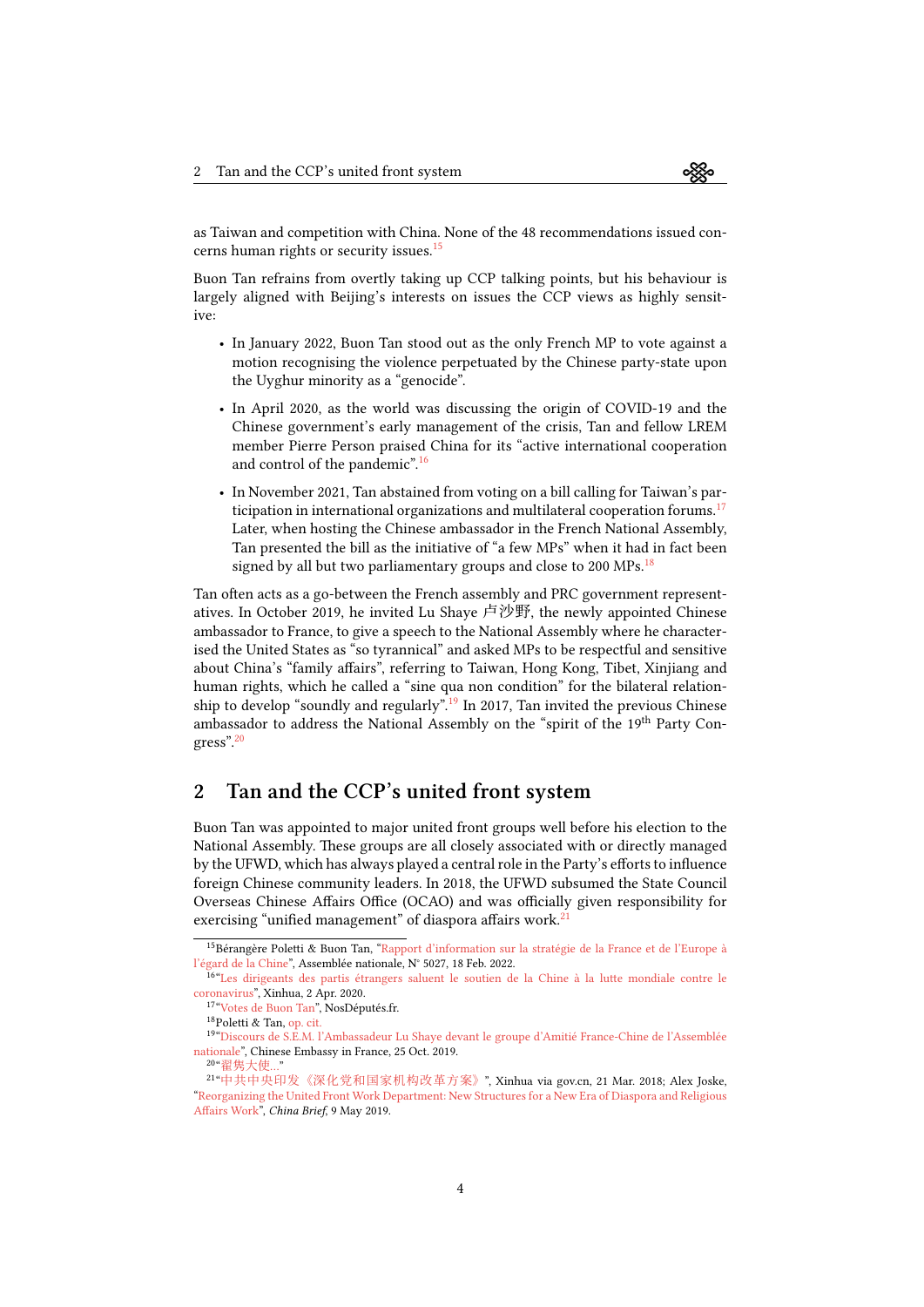as Taiwan and competition with China. None of the 48 recommendations issued concerns human rights or security issues.[15]

Buon Tan refrains from overtly taking up CCP talking points, but his behaviour is largely aligned with Beijing's interests on issues the CCP views as highly sensitive:

- In January 2022, Buon Tan stood out as the only French MP to vote against a motion recognising the violence perpetuated by the Chinese party-state upon the Uyghur minority as a "genocide".
- In April 2020, as the world was discussing the origin of COVID-19 and the Chinese government's early management of the crisis, Tan and fellow LREM member Pierre Person praised China for its "active international cooperation and control of the pandemic".[16]
- In November 2021, Tan abstained from voting on a bill calling for Taiwan's participation in international organizations and multilateral cooperation forums.[17] Later, when hosting the Chinese ambassador in the French National Assembly, Tan presented the bill as the initiative of "a few MPs" when it had in fact been signed by all but two parliamentary groups and close to 200 MPs.[18]

Tan often acts as a go-between the French assembly and PRC government representatives. In October 2019, he invited Lu Shaye 卢沙野, the newly appointed Chinese ambassador to France, to give a speech to the National Assembly where he characterised the United States as "so tyrannical" and asked MPs to be respectful and sensitive about China's "family affairs", referring to Taiwan, Hong Kong, Tibet, Xinjiang and human rights, which he called a "sine qua non condition" for the bilateral relationship to develop "soundly and regularly".[19] In 2017, Tan invited the previous Chinese ambassador to address the National Assembly on the "spirit of the 19th Party Congress".[20]

## 2 Tan and the CCP's united front system

Buon Tan was appointed to major united front groups well before his election to the National Assembly. These groups are all closely associated with or directly managed by the UFWD, which has always played a central role in the Party's efforts to influence foreign Chinese community leaders. In 2018, the UFWD subsumed the State Council Overseas Chinese Affairs Office (OCAO) and was officially given responsibility for exercising "unified management" of diaspora affairs work.[21]

---

[15] Bérangère Poletti & Buon Tan, "Rapport d'information sur la stratégie de la France et de l'Europe à l'égard de la Chine", Assemblée nationale, N° 5027, 18 Feb. 2022.

[16] "Les dirigeants des partis étrangers saluent le soutien de la Chine à la lutte mondiale contre le coronavirus", Xinhua, 2 Apr. 2020.

[17] "Votes de Buon Tan", NosDéputés.fr.

[18] Poletti & Tan, op. cit.

[19] "Discours de S.E.M. l'Ambassadeur Lu Shaye devant le groupe d'Amitié France-Chine de l'Assemblée nationale", Chinese Embassy in France, 25 Oct. 2019.

[20] "翟隽大使..."

[21] "中共中央印发《深化党和国家机构改革方案》", Xinhua via gov.cn, 21 Mar. 2018; Alex Joske, "Reorganizing the United Front Work Department: New Structures for a New Era of Diaspora and Religious Affairs Work", *China Brief*, 9 May 2019.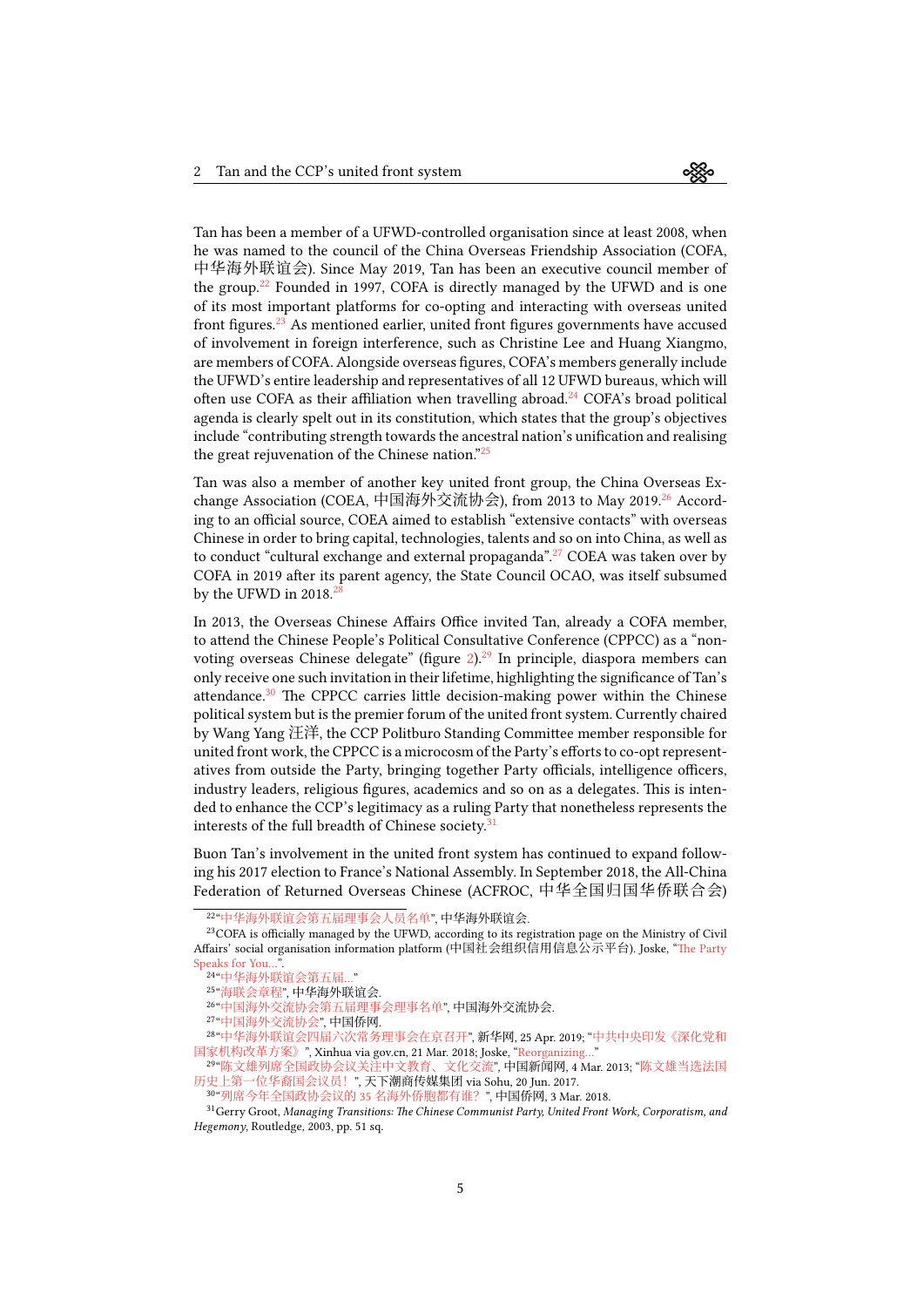Tan has been a member of a UFWD-controlled organisation since at least 2008, when he was named to the council of the China Overseas Friendship Association (COFA, 中华海外联谊会). Since May 2019, Tan has been an executive council member of the group.[22] Founded in 1997, COFA is directly managed by the UFWD and is one of its most important platforms for co-opting and interacting with overseas united front figures.[23] As mentioned earlier, united front figures governments have accused of involvement in foreign interference, such as Christine Lee and Huang Xiangmo, are members of COFA. Alongside overseas figures, COFA's members generally include the UFWD's entire leadership and representatives of all 12 UFWD bureaus, which will often use COFA as their affiliation when travelling abroad.[24] COFA's broad political agenda is clearly spelt out in its constitution, which states that the group's objectives include "contributing strength towards the ancestral nation's unification and realising the great rejuvenation of the Chinese nation."[25]

Tan was also a member of another key united front group, the China Overseas Exchange Association (COEA, 中国海外交流协会), from 2013 to May 2019.[26] According to an official source, COEA aimed to establish "extensive contacts" with overseas Chinese in order to bring capital, technologies, talents and so on into China, as well as to conduct "cultural exchange and external propaganda".[27] COEA was taken over by COFA in 2019 after its parent agency, the State Council OCAO, was itself subsumed by the UFWD in 2018.[28]

In 2013, the Overseas Chinese Affairs Office invited Tan, already a COFA member, to attend the Chinese People's Political Consultative Conference (CPPCC) as a "non-voting overseas Chinese delegate" (figure 2).[29] In principle, diaspora members can only receive one such invitation in their lifetime, highlighting the significance of Tan's attendance.[30] The CPPCC carries little decision-making power within the Chinese political system but is the premier forum of the united front system. Currently chaired by Wang Yang 汪洋, the CCP Politburo Standing Committee member responsible for united front work, the CPPCC is a microcosm of the Party's efforts to co-opt representatives from outside the Party, bringing together Party officials, intelligence officers, industry leaders, religious figures, academics and so on as a delegates. This is intended to enhance the CCP's legitimacy as a ruling Party that nonetheless represents the interests of the full breadth of Chinese society.[31]

Buon Tan's involvement in the united front system has continued to expand following his 2017 election to France's National Assembly. In September 2018, the All-China Federation of Returned Overseas Chinese (ACFROC, 中华全国归国华侨联合会)

---

[22] "中华海外联谊会第五届理事会人员名单", 中华海外联谊会.

[23] COFA is officially managed by the UFWD, according to its registration page on the Ministry of Civil Affairs' social organisation information platform (中国社会组织信用信息公示平台). Joske, "The Party Speaks for You...".

[24] "中华海外联谊会第五届..."

[25] "海联会章程", 中华海外联谊会.

[26] "中国海外交流协会第五届理事会理事名单", 中国海外交流协会.

[27] "中国海外交流协会", 中国侨网.

[28] "中华海外联谊会四届六次常务理事会在京召开", 新华网, 25 Apr. 2019; "中共中央印发《深化党和国家机构改革方案》", Xinhua via gov.cn, 21 Mar. 2018; Joske, "Reorganizing..."

[29] "陈文雄列席全国政协会议关注中文教育、文化交流", 中国新闻网, 4 Mar. 2013; "陈文雄当选法国历史上第一位华裔国会议员!", 天下潮商传媒集团 via Sohu, 20 Jun. 2017.

[30] "列席今年全国政协会议的 35 名海外侨胞都有谁?", 中国侨网, 3 Mar. 2018.

[31] Gerry Groot, *Managing Transitions: The Chinese Communist Party, United Front Work, Corporatism, and Hegemony*, Routledge, 2003, pp. 51 sq.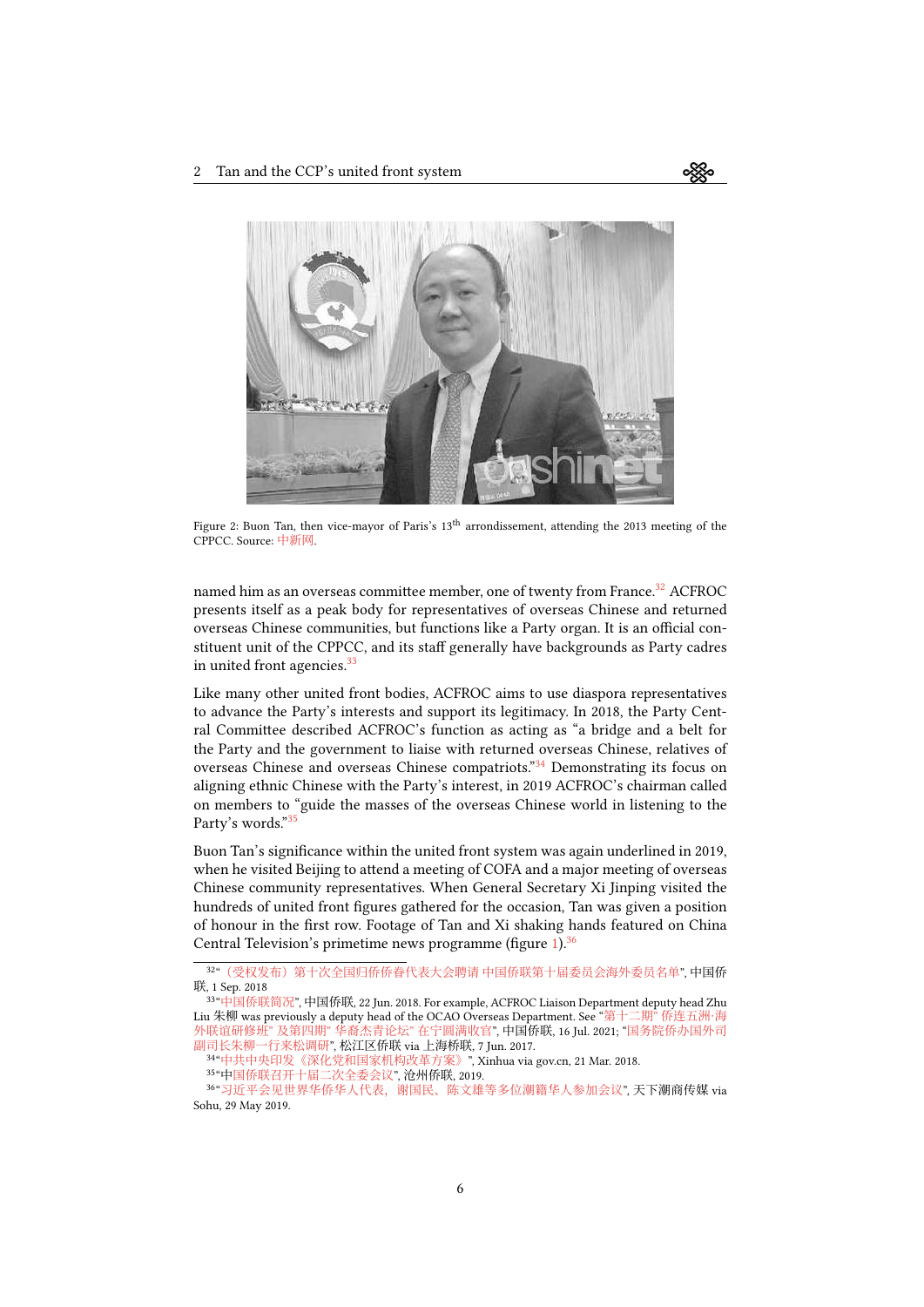Figure 2: Buon Tan, then vice-mayor of Paris's 13th arrondissement, attending the 2013 meeting of the CPPCC. Source: 中新网.

named him as an overseas committee member, one of twenty from France.[32] ACFROC presents itself as a peak body for representatives of overseas Chinese and returned overseas Chinese communities, but functions like a Party organ. It is an official constituent unit of the CPPCC, and its staff generally have backgrounds as Party cadres in united front agencies.[33]

Like many other united front bodies, ACFROC aims to use diaspora representatives to advance the Party's interests and support its legitimacy. In 2018, the Party Central Committee described ACFROC's function as acting as "a bridge and a belt for the Party and the government to liaise with returned overseas Chinese, relatives of overseas Chinese and overseas Chinese compatriots."[34] Demonstrating its focus on aligning ethnic Chinese with the Party's interest, in 2019 ACFROC's chairman called on members to "guide the masses of the overseas Chinese world in listening to the Party's words."[35]

Buon Tan's significance within the united front system was again underlined in 2019, when he visited Beijing to attend a meeting of COFA and a major meeting of overseas Chinese community representatives. When General Secretary Xi Jinping visited the hundreds of united front figures gathered for the occasion, Tan was given a position of honour in the first row. Footage of Tan and Xi shaking hands featured on China Central Television's primetime news programme (figure 1).[36]

---

[32] "（受权发布）第十次全国归侨侨眷代表大会聘请 中国侨联第十届委员会海外委员名单", 中国侨联, 1 Sep. 2018

[33] "中国侨联简况", 中国侨联, 22 Jun. 2018. For example, ACFROC Liaison Department deputy head Zhu Liu 朱柳 was previously a deputy head of the OCAO Overseas Department. See "第十二期" 侨连五洲·海外联谊研修班" 及第四期" 华裔杰青论坛" 在宁圆满收官", 中国侨联, 16 Jul. 2021; "国务院侨办国外司副司长朱柳一行来松调研", 松江区侨联 via 上海桥联, 7 Jun. 2017.

[34] "中共中央印发《深化党和国家机构改革方案》", Xinhua via gov.cn, 21 Mar. 2018.

[35] "中国侨联召开十届二次全委会议", 沧州侨联, 2019.

[36] "习近平会见世界华侨华人代表，谢国民、陈文雄等多位潮籍华人参加会议", 天下潮商传媒 via Sohu, 29 May 2019.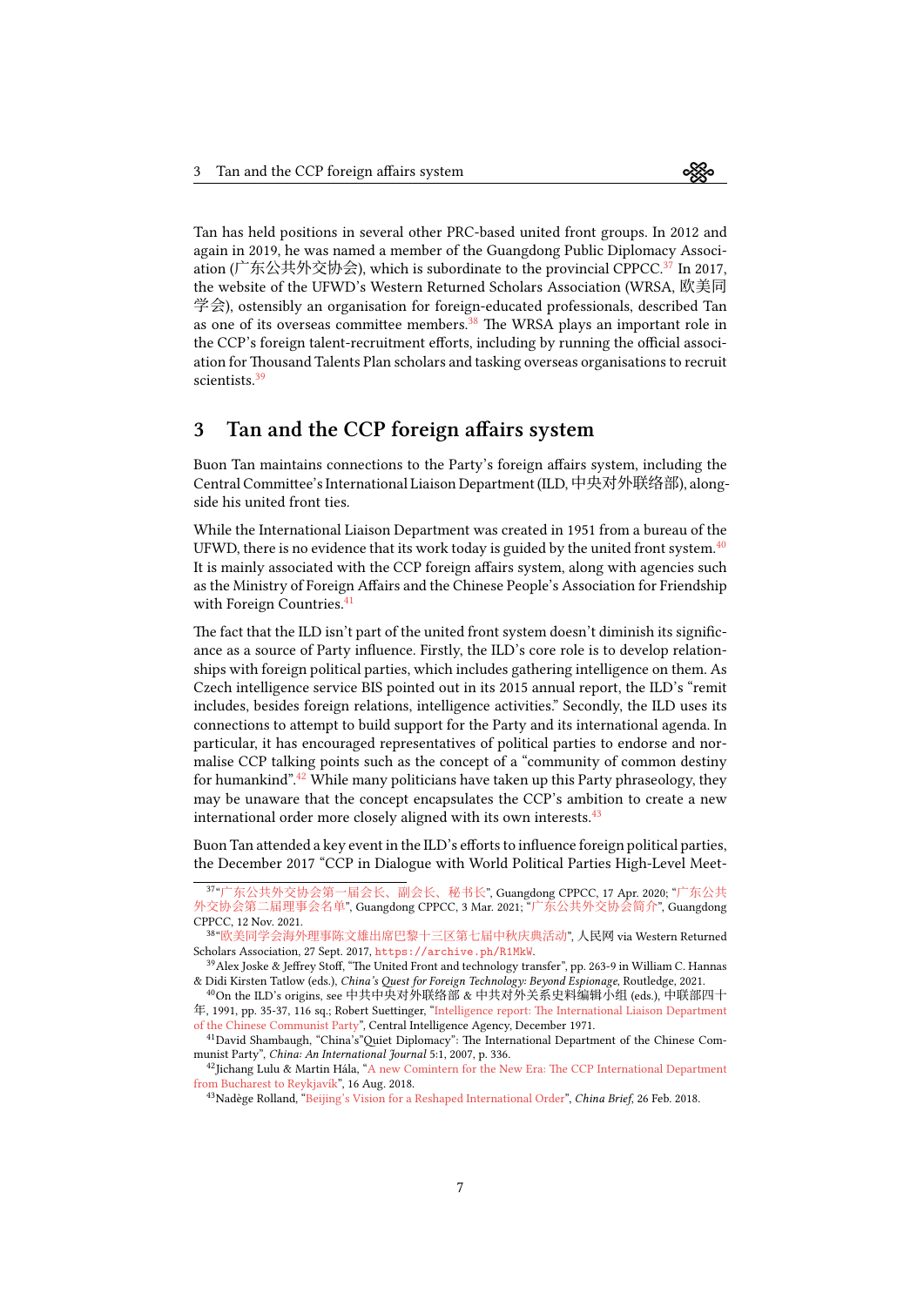Tan has held positions in several other PRC-based united front groups. In 2012 and again in 2019, he was named a member of the Guangdong Public Diplomacy Association (广东公共外交协会), which is subordinate to the provincial CPPCC.[37] In 2017, the website of the UFWD's Western Returned Scholars Association (WRSA, 欧美同学会), ostensibly an organisation for foreign-educated professionals, described Tan as one of its overseas committee members.[38] The WRSA plays an important role in the CCP's foreign talent-recruitment efforts, including by running the official association for Thousand Talents Plan scholars and tasking overseas organisations to recruit scientists.[39]

# 3 Tan and the CCP foreign affairs system

Buon Tan maintains connections to the Party's foreign affairs system, including the Central Committee's International Liaison Department (ILD, 中央对外联络部), alongside his united front ties.

While the International Liaison Department was created in 1951 from a bureau of the UFWD, there is no evidence that its work today is guided by the united front system.[40] It is mainly associated with the CCP foreign affairs system, along with agencies such as the Ministry of Foreign Affairs and the Chinese People's Association for Friendship with Foreign Countries.[41]

The fact that the ILD isn't part of the united front system doesn't diminish its significance as a source of Party influence. Firstly, the ILD's core role is to develop relationships with foreign political parties, which includes gathering intelligence on them. As Czech intelligence service BIS pointed out in its 2015 annual report, the ILD's "remit includes, besides foreign relations, intelligence activities." Secondly, the ILD uses its connections to attempt to build support for the Party and its international agenda. In particular, it has encouraged representatives of political parties to endorse and normalise CCP talking points such as the concept of a "community of common destiny for humankind".[42] While many politicians have taken up this Party phraseology, they may be unaware that the concept encapsulates the CCP's ambition to create a new international order more closely aligned with its own interests.[43]

Buon Tan attended a key event in the ILD's efforts to influence foreign political parties, the December 2017 "CCP in Dialogue with World Political Parties High-Level Meet-

---

[37] "广东公共外交协会第一届会长、副会长、秘书长", Guangdong CPPCC, 17 Apr. 2020; "广东公共外交协会第二届理事会名单", Guangdong CPPCC, 3 Mar. 2021; "广东公共外交协会简介", Guangdong CPPCC, 12 Nov. 2021.

[38] "欧美同学会海外理事陈文雄出席巴黎十三区第七届中秋庆典活动", 人民网 via Western Returned Scholars Association, 27 Sept. 2017, `https://archive.ph/R1MkW`.

[39] Alex Joske & Jeffrey Stoff, "The United Front and technology transfer", pp. 263-9 in William C. Hannas & Didi Kirsten Tatlow (eds.), *China's Quest for Foreign Technology: Beyond Espionage*, Routledge, 2021.

[40] On the ILD's origins, see 中共中央对外联络部 & 中共对外关系史料编辑小组 (eds.), 中联部四十年, 1991, pp. 35-37, 116 sq.; Robert Suettinger, "Intelligence report: The International Liaison Department of the Chinese Communist Party", Central Intelligence Agency, December 1971.

[41] David Shambaugh, "China's"Quiet Diplomacy": The International Department of the Chinese Communist Party", *China: An International Journal* 5:1, 2007, p. 336.

[42] Jichang Lulu & Martin Hála, "A new Comintern for the New Era: The CCP International Department from Bucharest to Reykjavík", 16 Aug. 2018.

[43] Nadège Rolland, "Beijing's Vision for a Reshaped International Order", *China Brief*, 26 Feb. 2018.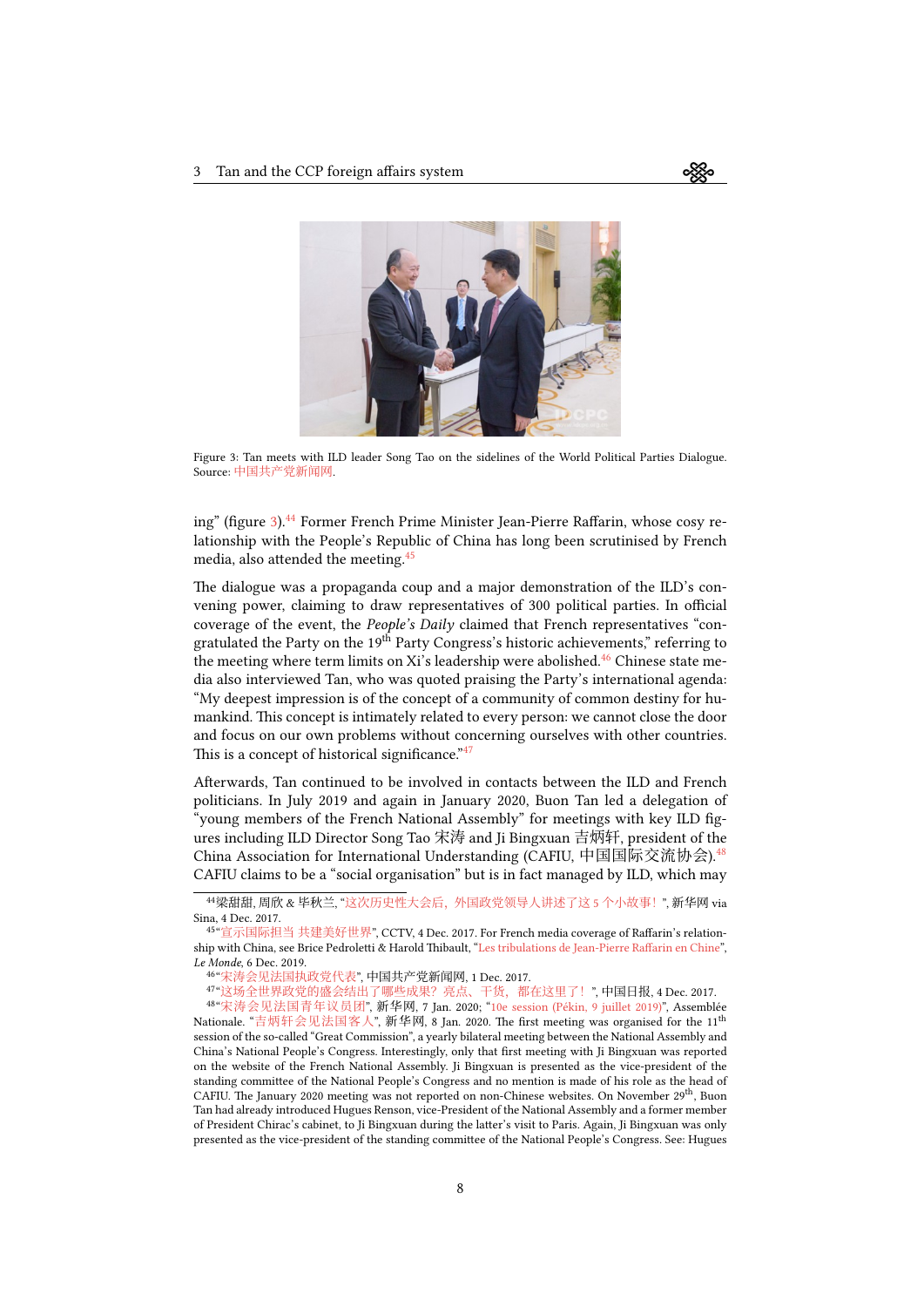Figure 3: Tan meets with ILD leader Song Tao on the sidelines of the World Political Parties Dialogue. Source: 中国共产党新闻网.

ing" (figure 3).[44] Former French Prime Minister Jean-Pierre Raffarin, whose cosy relationship with the People's Republic of China has long been scrutinised by French media, also attended the meeting.[45]

The dialogue was a propaganda coup and a major demonstration of the ILD's convening power, claiming to draw representatives of 300 political parties. In official coverage of the event, the *People's Daily* claimed that French representatives "congratulated the Party on the 19th Party Congress's historic achievements," referring to the meeting where term limits on Xi's leadership were abolished.[46] Chinese state media also interviewed Tan, who was quoted praising the Party's international agenda: "My deepest impression is of the concept of a community of common destiny for humankind. This concept is intimately related to every person: we cannot close the door and focus on our own problems without concerning ourselves with other countries. This is a concept of historical significance."[47]

Afterwards, Tan continued to be involved in contacts between the ILD and French politicians. In July 2019 and again in January 2020, Buon Tan led a delegation of "young members of the French National Assembly" for meetings with key ILD figures including ILD Director Song Tao 宋涛 and Ji Bingxuan 吉炳轩, president of the China Association for International Understanding (CAFIU, 中国国际交流协会).[48] CAFIU claims to be a "social organisation" but is in fact managed by ILD, which may

---

[44] 梁甜甜, 周欣 & 毕秋兰, "这次历史性大会后，外国政党领导人讲述了这 5 个小故事！", 新华网 via Sina, 4 Dec. 2017.

[45] "宣示国际担当 共建美好世界", CCTV, 4 Dec. 2017. For French media coverage of Raffarin's relationship with China, see Brice Pedroletti & Harold Thibault, "Les tribulations de Jean-Pierre Raffarin en Chine", *Le Monde*, 6 Dec. 2019.

[46] "宋涛会见法国执政党代表", 中国共产党新闻网, 1 Dec. 2017.

[47] "这场全世界政党的盛会结出了哪些成果？亮点、干货，都在这里了！", 中国日报, 4 Dec. 2017.

[48] "宋涛会见法国青年议员团", 新华网, 7 Jan. 2020; "10e session (Pékin, 9 juillet 2019)", Assemblée Nationale. "吉炳轩会见法国客人", 新华网, 8 Jan. 2020. The first meeting was organised for the 11th session of the so-called "Great Commission", a yearly bilateral meeting between the National Assembly and China's National People's Congress. Interestingly, only that first meeting with Ji Bingxuan was reported on the website of the French National Assembly. Ji Bingxuan is presented as the vice-president of the standing committee of the National People's Congress and no mention is made of his role as the head of CAFIU. The January 2020 meeting was not reported on non-Chinese websites. On November 29th, Buon Tan had already introduced Hugues Renson, vice-President of the National Assembly and a former member of President Chirac's cabinet, to Ji Bingxuan during the latter's visit to Paris. Again, Ji Bingxuan was only presented as the vice-president of the standing committee of the National People's Congress. See: Hugues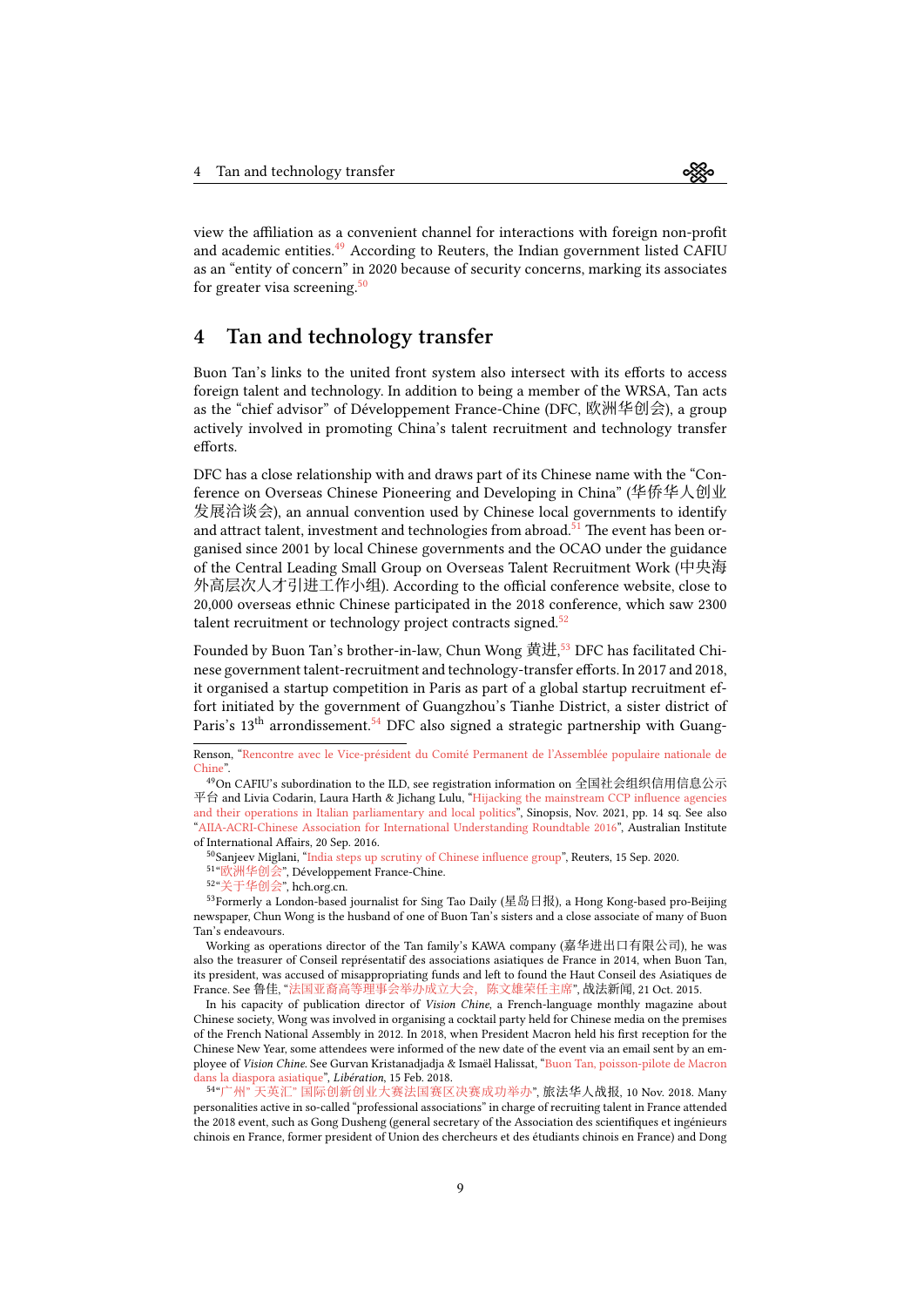view the affiliation as a convenient channel for interactions with foreign non-profit and academic entities.[49] According to Reuters, the Indian government listed CAFIU as an "entity of concern" in 2020 because of security concerns, marking its associates for greater visa screening.[50]

## 4 Tan and technology transfer

Buon Tan's links to the united front system also intersect with its efforts to access foreign talent and technology. In addition to being a member of the WRSA, Tan acts as the "chief advisor" of Développement France-Chine (DFC, 欧洲华创会), a group actively involved in promoting China's talent recruitment and technology transfer efforts.

DFC has a close relationship with and draws part of its Chinese name with the "Conference on Overseas Chinese Pioneering and Developing in China" (华侨华人创业发展洽谈会), an annual convention used by Chinese local governments to identify and attract talent, investment and technologies from abroad.[51] The event has been organised since 2001 by local Chinese governments and the OCAO under the guidance of the Central Leading Small Group on Overseas Talent Recruitment Work (中央海外高层次人才引进工作小组). According to the official conference website, close to 20,000 overseas ethnic Chinese participated in the 2018 conference, which saw 2300 talent recruitment or technology project contracts signed.[52]

Founded by Buon Tan's brother-in-law, Chun Wong 黃进,[53] DFC has facilitated Chinese government talent-recruitment and technology-transfer efforts. In 2017 and 2018, it organised a startup competition in Paris as part of a global startup recruitment effort initiated by the government of Guangzhou's Tianhe District, a sister district of Paris's 13th arrondissement.[54] DFC also signed a strategic partnership with Guang-

---

Renson, "Rencontre avec le Vice-président du Comité Permanent de l'Assemblée populaire nationale de Chine".

[49] On CAFIU's subordination to the ILD, see registration information on 全国社会组织信用信息公示平台 and Livia Codarin, Laura Harth & Jichang Lulu, "Hijacking the mainstream CCP influence agencies and their operations in Italian parliamentary and local politics", Sinopsis, Nov. 2021, pp. 14 sq. See also "AIIA-ACRI-Chinese Association for International Understanding Roundtable 2016", Australian Institute of International Affairs, 20 Sep. 2016.

[50] Sanjeev Miglani, "India steps up scrutiny of Chinese influence group", Reuters, 15 Sep. 2020.

[51] "欧洲华创会", Développement France-Chine.

[52] "关于华创会", hch.org.cn.

[53] Formerly a London-based journalist for Sing Tao Daily (星岛日报), a Hong Kong-based pro-Beijing newspaper, Chun Wong is the husband of one of Buon Tan's sisters and a close associate of many of Buon Tan's endeavours.

Working as operations director of the Tan family's KAWA company (嘉华进出口有限公司), he was also the treasurer of Conseil représentatif des associations asiatiques de France in 2014, when Buon Tan, its president, was accused of misappropriating funds and left to found the Haut Conseil des Asiatiques de France. See 鲁佳, "法国亚裔高等理事会举办成立大会，陈文雄荣任主席", 战法新闻, 21 Oct. 2015.

In his capacity of publication director of *Vision Chine*, a French-language monthly magazine about Chinese society, Wong was involved in organising a cocktail party held for Chinese media on the premises of the French National Assembly in 2012. In 2018, when President Macron held his first reception for the Chinese New Year, some attendees were informed of the new date of the event via an email sent by an employee of *Vision Chine*. See Gurvan Kristanadjadja & Ismaël Halissat, "Buon Tan, poisson-pilote de Macron dans la diaspora asiatique", *Libération*, 15 Feb. 2018.

[54] "广州" 天英汇" 国际创新创业大赛法国赛区决赛成功举办", 旅法华人战报, 10 Nov. 2018. Many personalities active in so-called "professional associations" in charge of recruiting talent in France attended the 2018 event, such as Gong Dusheng (general secretary of the Association des scientifiques et ingénieurs chinois en France, former president of Union des chercheurs et des étudiants chinois en France) and Dong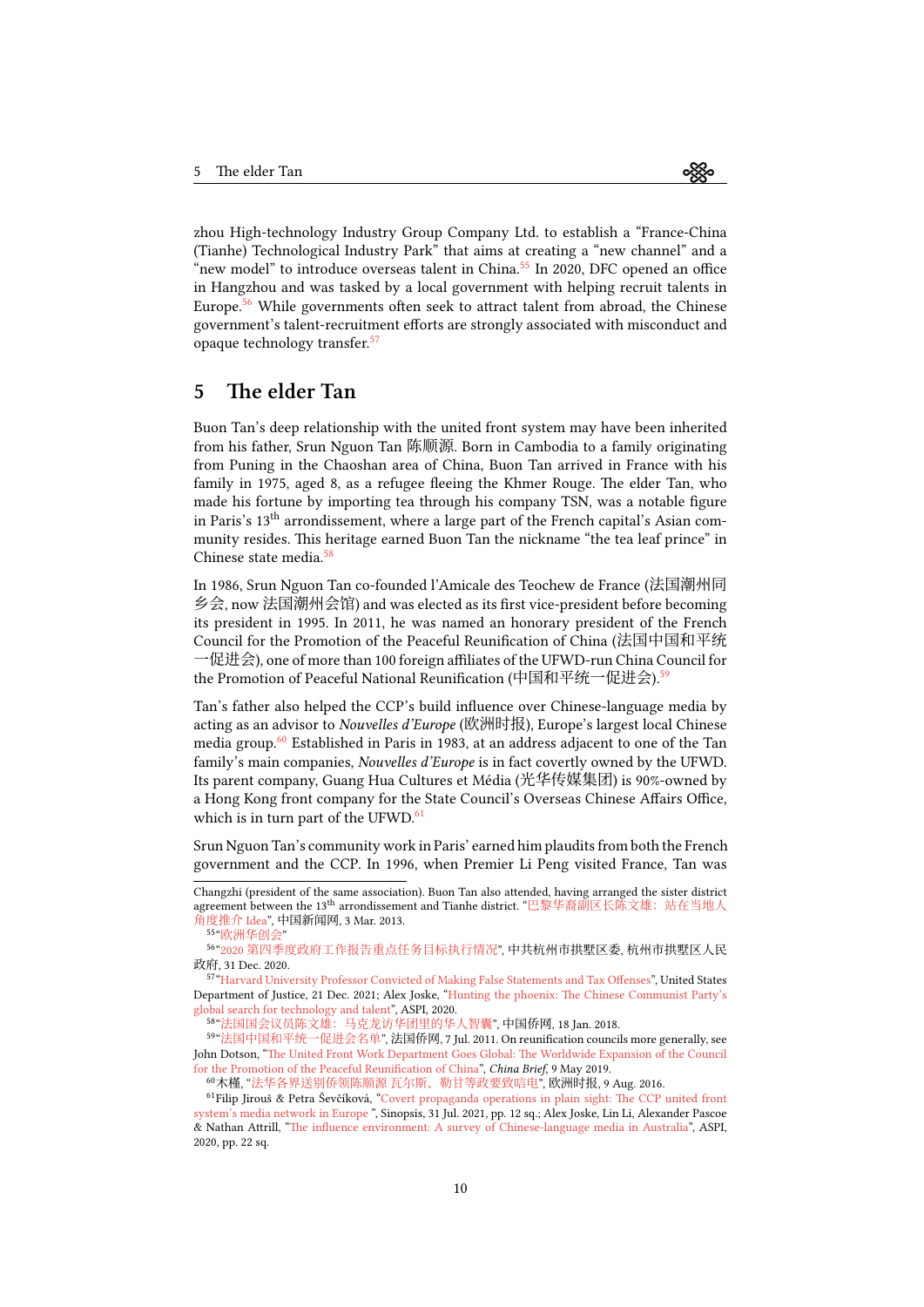zhou High-technology Industry Group Company Ltd. to establish a "France-China (Tianhe) Technological Industry Park" that aims at creating a "new channel" and a "new model" to introduce overseas talent in China.[55] In 2020, DFC opened an office in Hangzhou and was tasked by a local government with helping recruit talents in Europe.[56] While governments often seek to attract talent from abroad, the Chinese government's talent-recruitment efforts are strongly associated with misconduct and opaque technology transfer.[57]

## 5 The elder Tan

Buon Tan's deep relationship with the united front system may have been inherited from his father, Srun Nguon Tan 陈顺源. Born in Cambodia to a family originating from Puning in the Chaoshan area of China, Buon Tan arrived in France with his family in 1975, aged 8, as a refugee fleeing the Khmer Rouge. The elder Tan, who made his fortune by importing tea through his company TSN, was a notable figure in Paris's 13th arrondissement, where a large part of the French capital's Asian community resides. This heritage earned Buon Tan the nickname "the tea leaf prince" in Chinese state media.[58]

In 1986, Srun Nguon Tan co-founded l'Amicale des Teochew de France (法国潮州同乡会, now 法国潮州会馆) and was elected as its first vice-president before becoming its president in 1995. In 2011, he was named an honorary president of the French Council for the Promotion of the Peaceful Reunification of China (法国中国和平统一促进会), one of more than 100 foreign affiliates of the UFWD-run China Council for the Promotion of Peaceful National Reunification (中国和平统一促进会).[59]

Tan's father also helped the CCP's build influence over Chinese-language media by acting as an advisor to *Nouvelles d'Europe* (欧洲时报), Europe's largest local Chinese media group.[60] Established in Paris in 1983, at an address adjacent to one of the Tan family's main companies, *Nouvelles d'Europe* is in fact covertly owned by the UFWD. Its parent company, Guang Hua Cultures et Média (光华传媒集团) is 90%-owned by a Hong Kong front company for the State Council's Overseas Chinese Affairs Office, which is in turn part of the UFWD.[61]

Srun Nguon Tan's community work in Paris' earned him plaudits from both the French government and the CCP. In 1996, when Premier Li Peng visited France, Tan was

---

Changzhi (president of the same association). Buon Tan also attended, having arranged the sister district agreement between the 13th arrondissement and Tianhe district. "巴黎华裔副区长陈文雄：站在当地人角度推介 Idea", 中国新闻网, 3 Mar. 2013.

[55] "欧洲华创会"

[56] "2020 第四季度政府工作报告重点任务目标执行情况", 中共杭州市拱墅区委, 杭州市拱墅区人民政府, 31 Dec. 2020.

[57] "Harvard University Professor Convicted of Making False Statements and Tax Offenses", United States Department of Justice, 21 Dec. 2021; Alex Joske, "Hunting the phoenix: The Chinese Communist Party's global search for technology and talent", ASPI, 2020.

[58] "法国国会议员陈文雄：马克龙访华团里的华人智囊", 中国侨网, 18 Jan. 2018.

[59] "法国中国和平统一促进会名单", 法国侨网, 7 Jul. 2011. On reunification councils more generally, see John Dotson, "The United Front Work Department Goes Global: The Worldwide Expansion of the Council for the Promotion of the Peaceful Reunification of China", *China Brief*, 9 May 2019.

[60] 木槿, "法华各界送别侨领陈顺源 瓦尔斯、勒甘等致要致唁电", 欧洲时报, 9 Aug. 2016.

[61] Filip Jirouš & Petra Ševčíková, "Covert propaganda operations in plain sight: The CCP united front system's media network in Europe ", Sinopsis, 31 Jul. 2021, pp. 12 sq.; Alex Joske, Lin Li, Alexander Pascoe & Nathan Attrill, "The influence environment: A survey of Chinese-language media in Australia", ASPI, 2020, pp. 22 sq.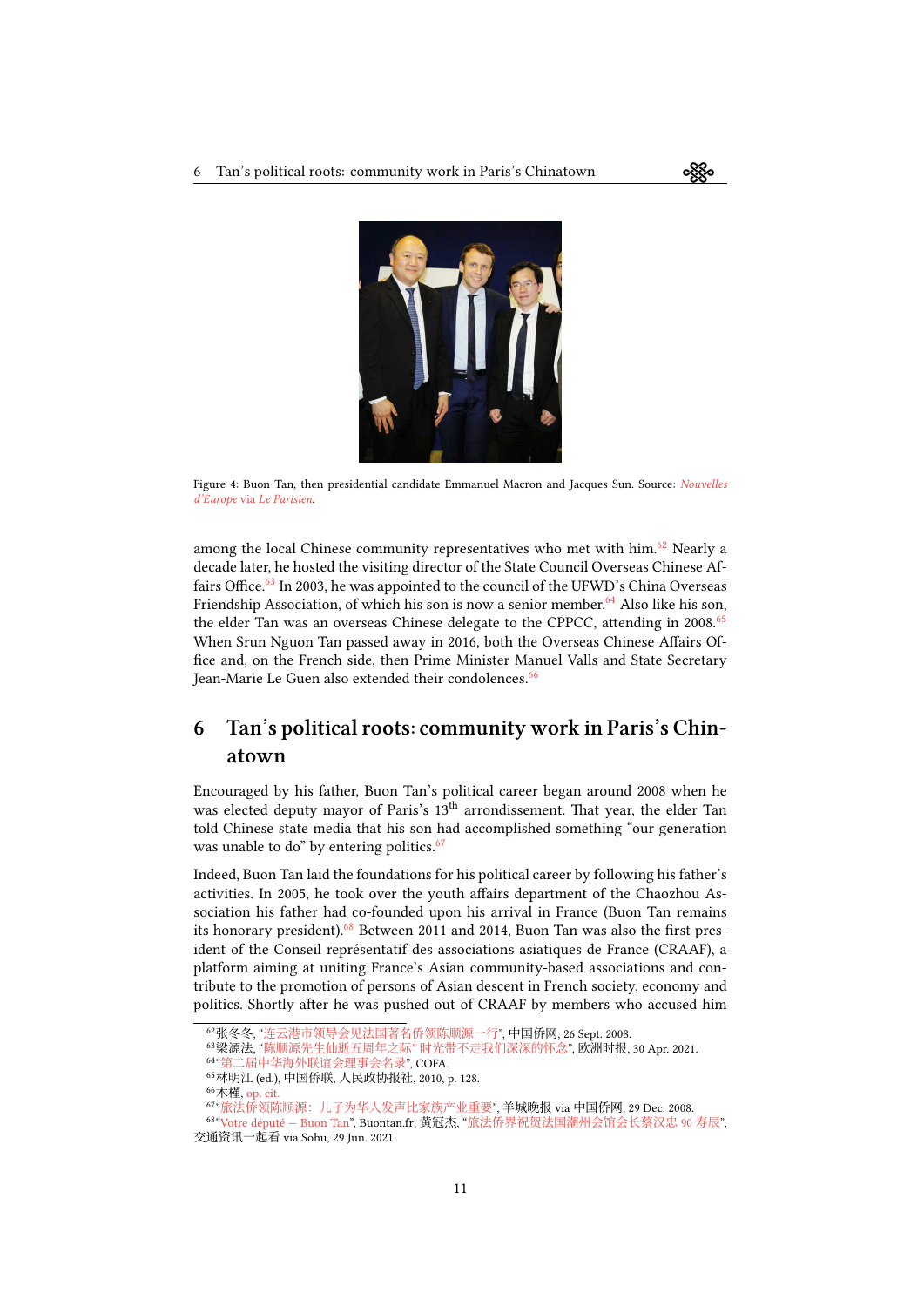Figure 4: Buon Tan, then presidential candidate Emmanuel Macron and Jacques Sun. Source: *Nouvelles d'Europe* via *Le Parisien*.

among the local Chinese community representatives who met with him.[62] Nearly a decade later, he hosted the visiting director of the State Council Overseas Chinese Affairs Office.[63] In 2003, he was appointed to the council of the UFWD's China Overseas Friendship Association, of which his son is now a senior member.[64] Also like his son, the elder Tan was an overseas Chinese delegate to the CPPCC, attending in 2008.[65] When Srun Nguon Tan passed away in 2016, both the Overseas Chinese Affairs Office and, on the French side, then Prime Minister Manuel Valls and State Secretary Jean-Marie Le Guen also extended their condolences.[66]

## 6 Tan's political roots: community work in Paris's Chinatown

Encouraged by his father, Buon Tan's political career began around 2008 when he was elected deputy mayor of Paris's 13th arrondissement. That year, the elder Tan told Chinese state media that his son had accomplished something "our generation was unable to do" by entering politics.[67]

Indeed, Buon Tan laid the foundations for his political career by following his father's activities. In 2005, he took over the youth affairs department of the Chaozhou Association his father had co-founded upon his arrival in France (Buon Tan remains its honorary president).[68] Between 2011 and 2014, Buon Tan was also the first president of the Conseil représentatif des associations asiatiques de France (CRAAF), a platform aiming at uniting France's Asian community-based associations and contribute to the promotion of persons of Asian descent in French society, economy and politics. Shortly after he was pushed out of CRAAF by members who accused him

[62] 张冬冬, "连云港市领导会见法国著名侨领陈顺源一行", 中国侨网, 26 Sept. 2008.
[63] 梁源法, "陈顺源先生仙逝五周年之际" 时光带不走我们深深的怀念", 欧洲时报, 30 Apr. 2021.
[64] "第二届中华海外联谊会理事会名录", COFA.
[65] 林明江 (ed.), 中国侨联, 人民政协报社, 2010, p. 128.
[66] 木槿, op. cit.
[67] "旅法侨领陈顺源：儿子为华人发声比家族产业重要", 羊城晚报 via 中国侨网, 29 Dec. 2008.
[68] "Votre député – Buon Tan", Buontan.fr; 黄冠杰, "旅法侨界祝贺法国潮州会馆会长蔡汉忠 90 寿辰", 交通资讯一起看 via Sohu, 29 Jun. 2021.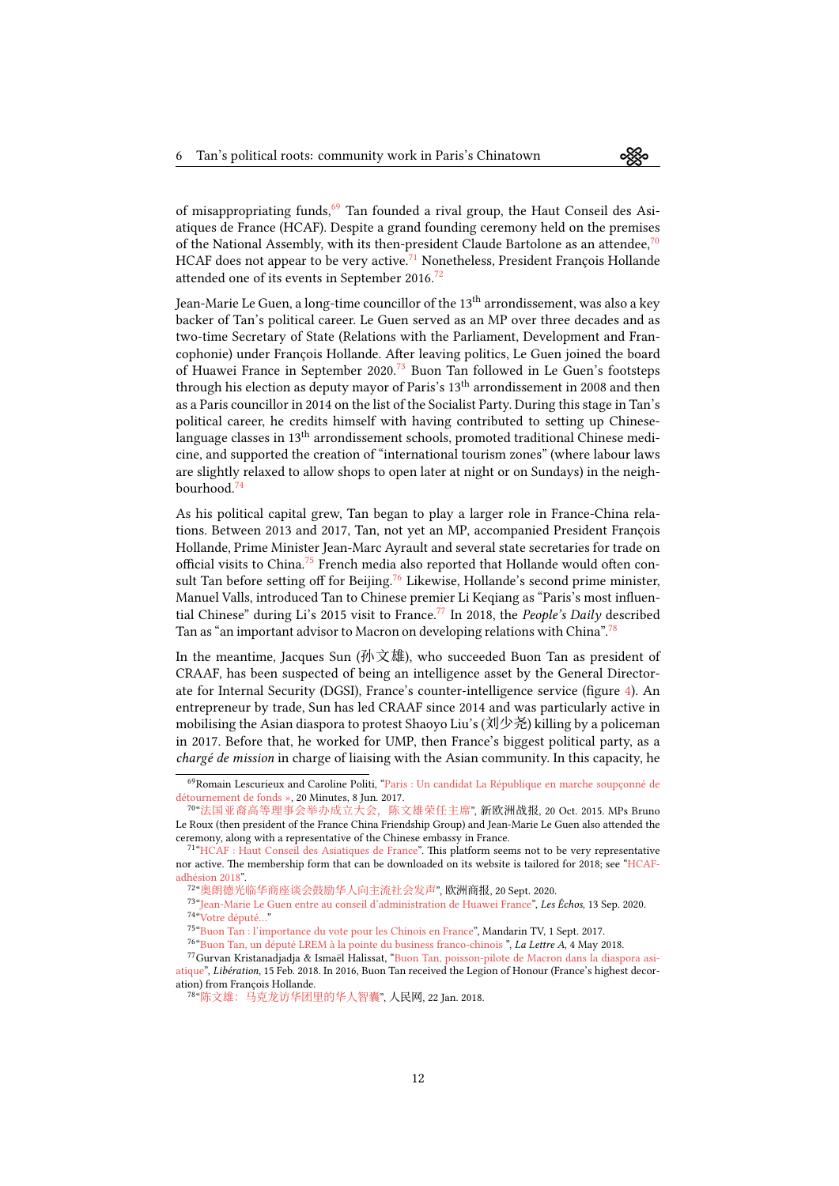of misappropriating funds,[69] Tan founded a rival group, the Haut Conseil des Asiatiques de France (HCAF). Despite a grand founding ceremony held on the premises of the National Assembly, with its then-president Claude Bartolone as an attendee,[70] HCAF does not appear to be very active.[71] Nonetheless, President François Hollande attended one of its events in September 2016.[72]

Jean-Marie Le Guen, a long-time councillor of the 13th arrondissement, was also a key backer of Tan's political career. Le Guen served as an MP over three decades and as two-time Secretary of State (Relations with the Parliament, Development and Francophonie) under François Hollande. After leaving politics, Le Guen joined the board of Huawei France in September 2020.[73] Buon Tan followed in Le Guen's footsteps through his election as deputy mayor of Paris's 13th arrondissement in 2008 and then as a Paris councillor in 2014 on the list of the Socialist Party. During this stage in Tan's political career, he credits himself with having contributed to setting up Chinese-language classes in 13th arrondissement schools, promoted traditional Chinese medicine, and supported the creation of "international tourism zones" (where labour laws are slightly relaxed to allow shops to open later at night or on Sundays) in the neighbourhood.[74]

As his political capital grew, Tan began to play a larger role in France-China relations. Between 2013 and 2017, Tan, not yet an MP, accompanied President François Hollande, Prime Minister Jean-Marc Ayrault and several state secretaries for trade on official visits to China.[75] French media also reported that Hollande would often consult Tan before setting off for Beijing.[76] Likewise, Hollande's second prime minister, Manuel Valls, introduced Tan to Chinese premier Li Keqiang as "Paris's most influential Chinese" during Li's 2015 visit to France.[77] In 2018, the *People's Daily* described Tan as "an important advisor to Macron on developing relations with China".[78]

In the meantime, Jacques Sun (孙文雄), who succeeded Buon Tan as president of CRAAF, has been suspected of being an intelligence asset by the General Directorate for Internal Security (DGSI), France's counter-intelligence service (figure 4). An entrepreneur by trade, Sun has led CRAAF since 2014 and was particularly active in mobilising the Asian diaspora to protest Shaoyo Liu's (刘少尧) killing by a policeman in 2017. Before that, he worked for UMP, then France's biggest political party, as a *chargé de mission* in charge of liaising with the Asian community. In this capacity, he

---

[69] Romain Lescurieux and Caroline Politi, "Paris : Un candidat La République en marche soupçonné de détournement de fonds », 20 Minutes, 8 Jun. 2017.

[70] "法国亚裔高等理事会举办成立大会，陈文雄荣任主席", 新欧洲战报, 20 Oct. 2015. MPs Bruno Le Roux (then president of the France China Friendship Group) and Jean-Marie Le Guen also attended the ceremony, along with a representative of the Chinese embassy in France.

[71] "HCAF : Haut Conseil des Asiatiques de France". This platform seems not to be very representative nor active. The membership form that can be downloaded on its website is tailored for 2018; see "HCAF-adhésion 2018".

[72] "奥朗德光临华商座谈会鼓励华人向主流社会发声", 欧洲商报, 20 Sept. 2020.

[73] "Jean-Marie Le Guen entre au conseil d'administration de Huawei France", *Les Échos*, 13 Sep. 2020.

[74] "Votre député..."

[75] "Buon Tan : l'importance du vote pour les Chinois en France", Mandarin TV, 1 Sept. 2017.

[76] "Buon Tan, un député LREM à la pointe du business franco-chinois ", *La Lettre A*, 4 May 2018.

[77] Gurvan Kristanadjaja & Ismaël Halissat, "Buon Tan, poisson-pilote de Macron dans la diaspora asiatique", *Libération*, 15 Feb. 2018. In 2016, Buon Tan received the Legion of Honour (France's highest decoration) from François Hollande.

[78] "陈文雄：马克龙访华团里的华人智囊", 人民网, 22 Jan. 2018.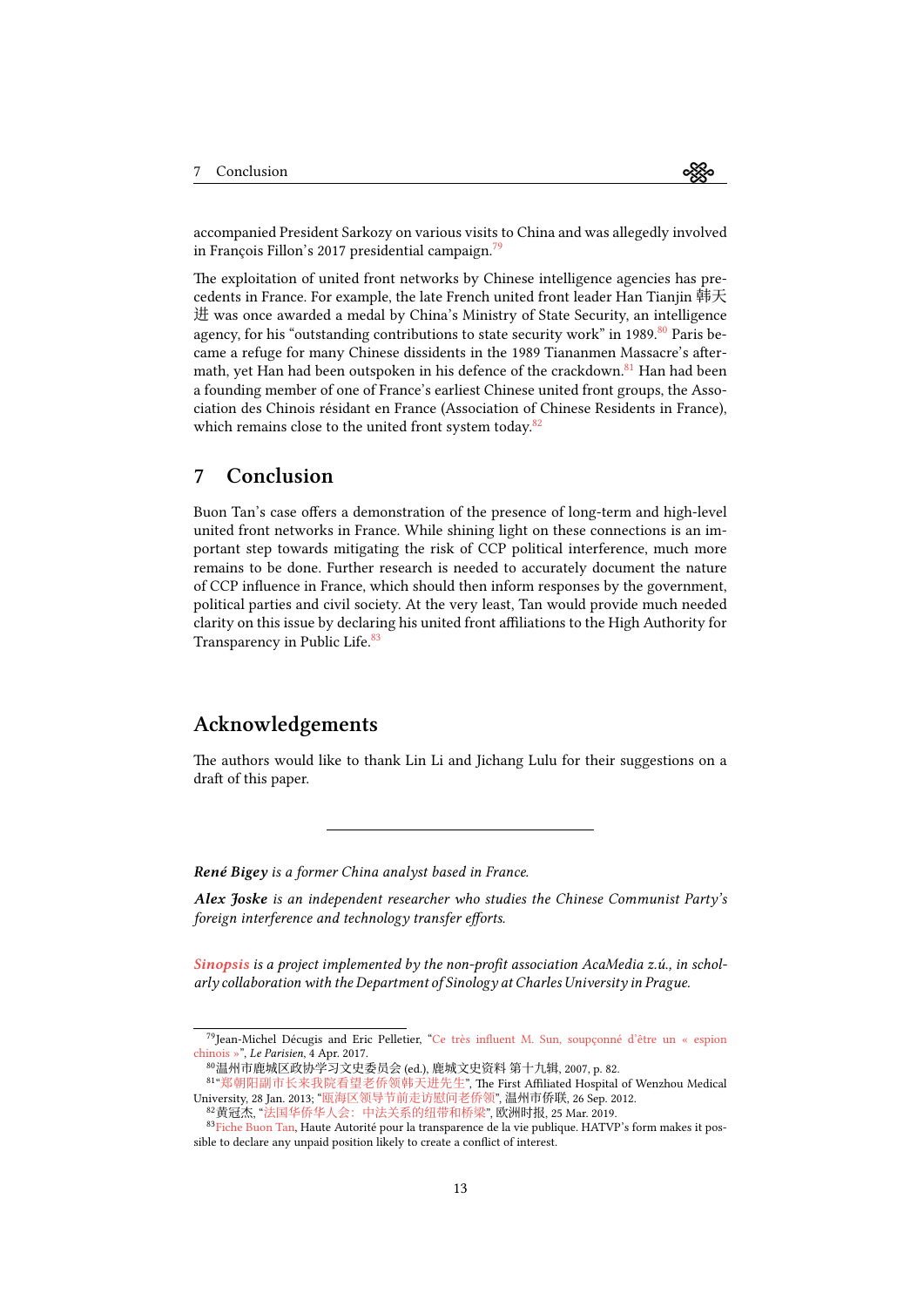accompanied President Sarkozy on various visits to China and was allegedly involved in François Fillon's 2017 presidential campaign.[79]

The exploitation of united front networks by Chinese intelligence agencies has precedents in France. For example, the late French united front leader Han Tianjin 韩天进 was once awarded a medal by China's Ministry of State Security, an intelligence agency, for his "outstanding contributions to state security work" in 1989.[80] Paris became a refuge for many Chinese dissidents in the 1989 Tiananmen Massacre's aftermath, yet Han had been outspoken in his defence of the crackdown.[81] Han had been a founding member of one of France's earliest Chinese united front groups, the Association des Chinois résidant en France (Association of Chinese Residents in France), which remains close to the united front system today.[82]

## 7 Conclusion

Buon Tan's case offers a demonstration of the presence of long-term and high-level united front networks in France. While shining light on these connections is an important step towards mitigating the risk of CCP political interference, much more remains to be done. Further research is needed to accurately document the nature of CCP influence in France, which should then inform responses by the government, political parties and civil society. At the very least, Tan would provide much needed clarity on this issue by declaring his united front affiliations to the High Authority for Transparency in Public Life.[83]

## Acknowledgements

The authors would like to thank Lin Li and Jichang Lulu for their suggestions on a draft of this paper.

---

***René Bigey*** *is a former China analyst based in France.*

***Alex Joske*** *is an independent researcher who studies the Chinese Communist Party's foreign interference and technology transfer efforts.*

***Sinopsis*** *is a project implemented by the non-profit association AcaMedia z.ú., in scholarly collaboration with the Department of Sinology at Charles University in Prague.*

---

[79] Jean-Michel Décugis and Eric Pelletier, "Ce très influent M. Sun, soupçonné d'être un « espion chinois »", *Le Parisien*, 4 Apr. 2017.

[80] 温州市鹿城区政协学习文史委员会 (ed.), 鹿城文史资料 第十九辑, 2007, p. 82.

[81] "郑朝阳副市长来我院看望老侨领韩天进先生", The First Affiliated Hospital of Wenzhou Medical University, 28 Jan. 2013; "瓯海区领导节前走访慰问老侨领", 温州市侨联, 26 Sep. 2012.

[82] 黄冠杰, "法国华侨华人会：中法关系的纽带和桥梁", 欧洲时报, 25 Mar. 2019.

[83] Fiche Buon Tan, Haute Autorité pour la transparence de la vie publique. HATVP's form makes it possible to declare any unpaid position likely to create a conflict of interest.